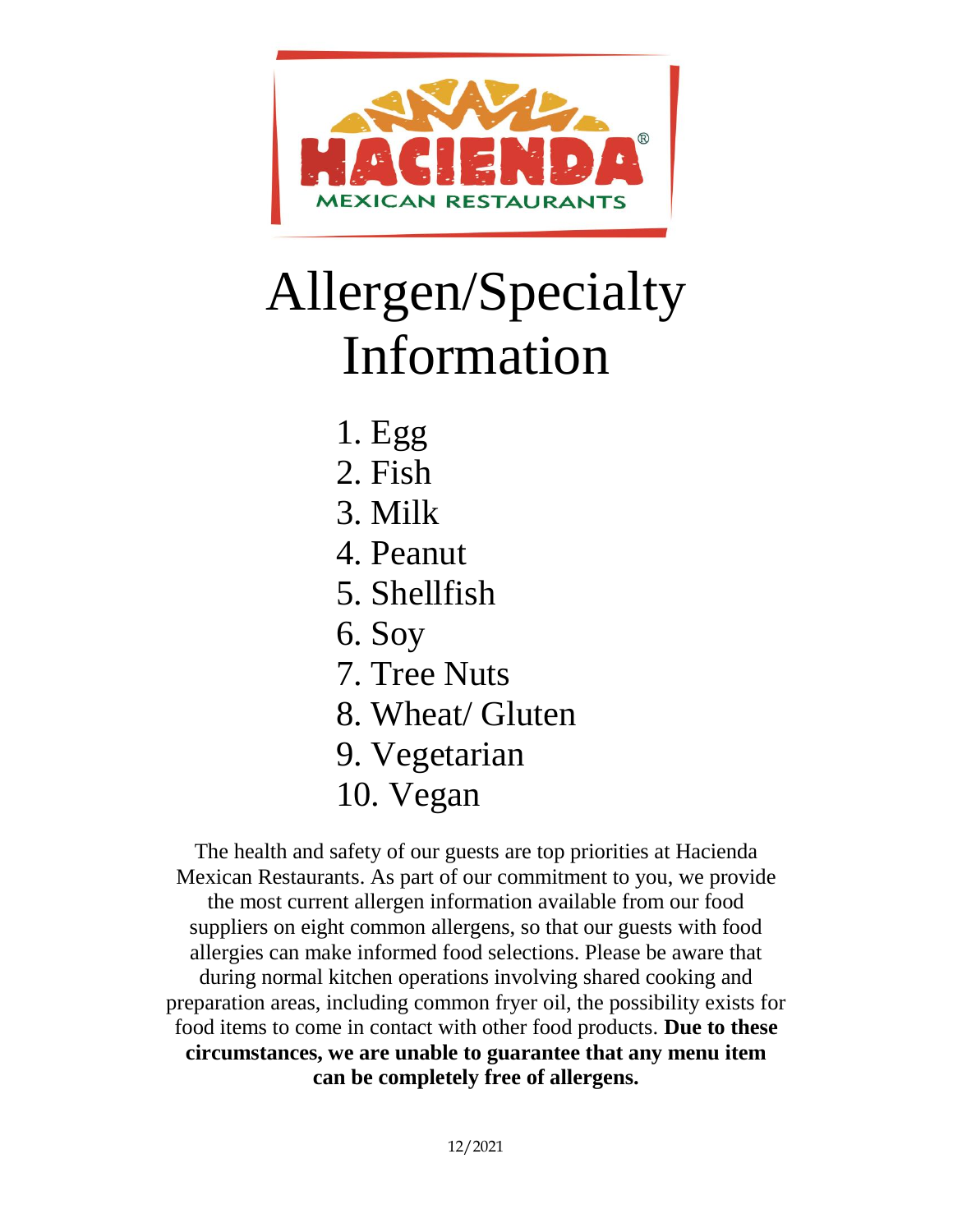HACIENDA®

MEXICAN RESTAURANTS

# Allergen/Specialty Information

1. Egg
2. Fish
3. Milk
4. Peanut
5. Shellfish
6. Soy
7. Tree Nuts
8. Wheat/ Gluten
9. Vegetarian
10. Vegan

The health and safety of our guests are top priorities at Hacienda Mexican Restaurants. As part of our commitment to you, we provide the most current allergen information available from our food suppliers on eight common allergens, so that our guests with food allergies can make informed food selections. Please be aware that during normal kitchen operations involving shared cooking and preparation areas, including common fryer oil, the possibility exists for food items to come in contact with other food products. **Due to these circumstances, we are unable to guarantee that any menu item can be completely free of allergens.**

12/2021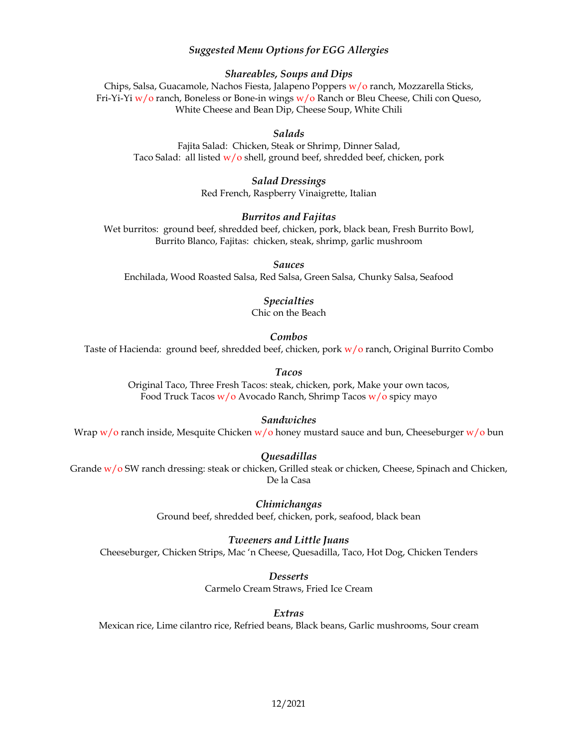# *Suggested Menu Options for EGG Allergies*

### *Shareables, Soups and Dips*

Chips, Salsa, Guacamole, Nachos Fiesta, Jalapeno Poppers w/o ranch, Mozzarella Sticks, Fri-Yi-Yi w/o ranch, Boneless or Bone-in wings w/o Ranch or Bleu Cheese, Chili con Queso, White Cheese and Bean Dip, Cheese Soup, White Chili

### *Salads*

Fajita Salad: Chicken, Steak or Shrimp, Dinner Salad, Taco Salad: all listed w/o shell, ground beef, shredded beef, chicken, pork

### *Salad Dressings*

Red French, Raspberry Vinaigrette, Italian

### *Burritos and Fajitas*

Wet burritos: ground beef, shredded beef, chicken, pork, black bean, Fresh Burrito Bowl, Burrito Blanco, Fajitas: chicken, steak, shrimp, garlic mushroom

### *Sauces*

Enchilada, Wood Roasted Salsa, Red Salsa, Green Salsa, Chunky Salsa, Seafood

### *Specialties*

Chic on the Beach

### *Combos*

Taste of Hacienda: ground beef, shredded beef, chicken, pork w/o ranch, Original Burrito Combo

### *Tacos*

Original Taco, Three Fresh Tacos: steak, chicken, pork, Make your own tacos, Food Truck Tacos w/o Avocado Ranch, Shrimp Tacos w/o spicy mayo

### *Sandwiches*

Wrap w/o ranch inside, Mesquite Chicken w/o honey mustard sauce and bun, Cheeseburger w/o bun

### *Quesadillas*

Grande w/o SW ranch dressing: steak or chicken, Grilled steak or chicken, Cheese, Spinach and Chicken, De la Casa

### *Chimichangas*

Ground beef, shredded beef, chicken, pork, seafood, black bean

### *Tweeners and Little Juans*

Cheeseburger, Chicken Strips, Mac 'n Cheese, Quesadilla, Taco, Hot Dog, Chicken Tenders

### *Desserts*

Carmelo Cream Straws, Fried Ice Cream

### *Extras*

Mexican rice, Lime cilantro rice, Refried beans, Black beans, Garlic mushrooms, Sour cream

12/2021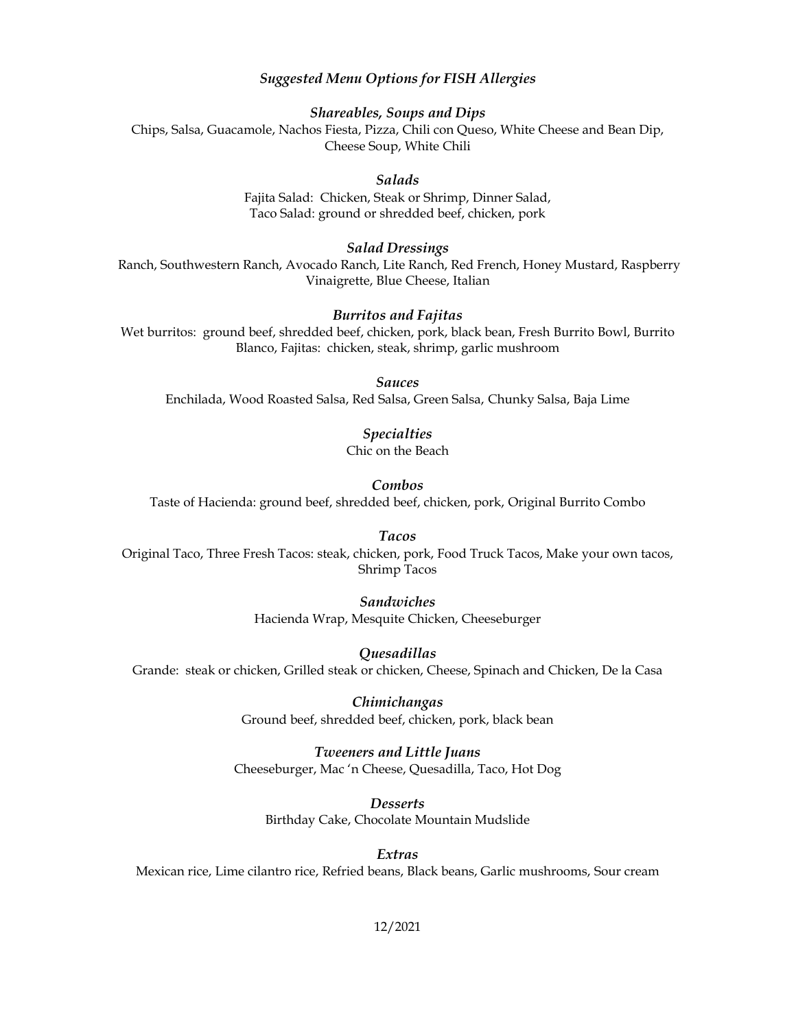# *Suggested Menu Options for FISH Allergies*

## *Shareables, Soups and Dips*

Chips, Salsa, Guacamole, Nachos Fiesta, Pizza, Chili con Queso, White Cheese and Bean Dip, Cheese Soup, White Chili

## *Salads*

Fajita Salad: Chicken, Steak or Shrimp, Dinner Salad,
Taco Salad: ground or shredded beef, chicken, pork

## *Salad Dressings*

Ranch, Southwestern Ranch, Avocado Ranch, Lite Ranch, Red French, Honey Mustard, Raspberry Vinaigrette, Blue Cheese, Italian

## *Burritos and Fajitas*

Wet burritos: ground beef, shredded beef, chicken, pork, black bean, Fresh Burrito Bowl, Burrito Blanco, Fajitas: chicken, steak, shrimp, garlic mushroom

## *Sauces*

Enchilada, Wood Roasted Salsa, Red Salsa, Green Salsa, Chunky Salsa, Baja Lime

## *Specialties*

Chic on the Beach

## *Combos*

Taste of Hacienda: ground beef, shredded beef, chicken, pork, Original Burrito Combo

## *Tacos*

Original Taco, Three Fresh Tacos: steak, chicken, pork, Food Truck Tacos, Make your own tacos, Shrimp Tacos

## *Sandwiches*

Hacienda Wrap, Mesquite Chicken, Cheeseburger

## *Quesadillas*

Grande: steak or chicken, Grilled steak or chicken, Cheese, Spinach and Chicken, De la Casa

## *Chimichangas*

Ground beef, shredded beef, chicken, pork, black bean

## *Tweeners and Little Juans*

Cheeseburger, Mac 'n Cheese, Quesadilla, Taco, Hot Dog

## *Desserts*

Birthday Cake, Chocolate Mountain Mudslide

## *Extras*

Mexican rice, Lime cilantro rice, Refried beans, Black beans, Garlic mushrooms, Sour cream

12/2021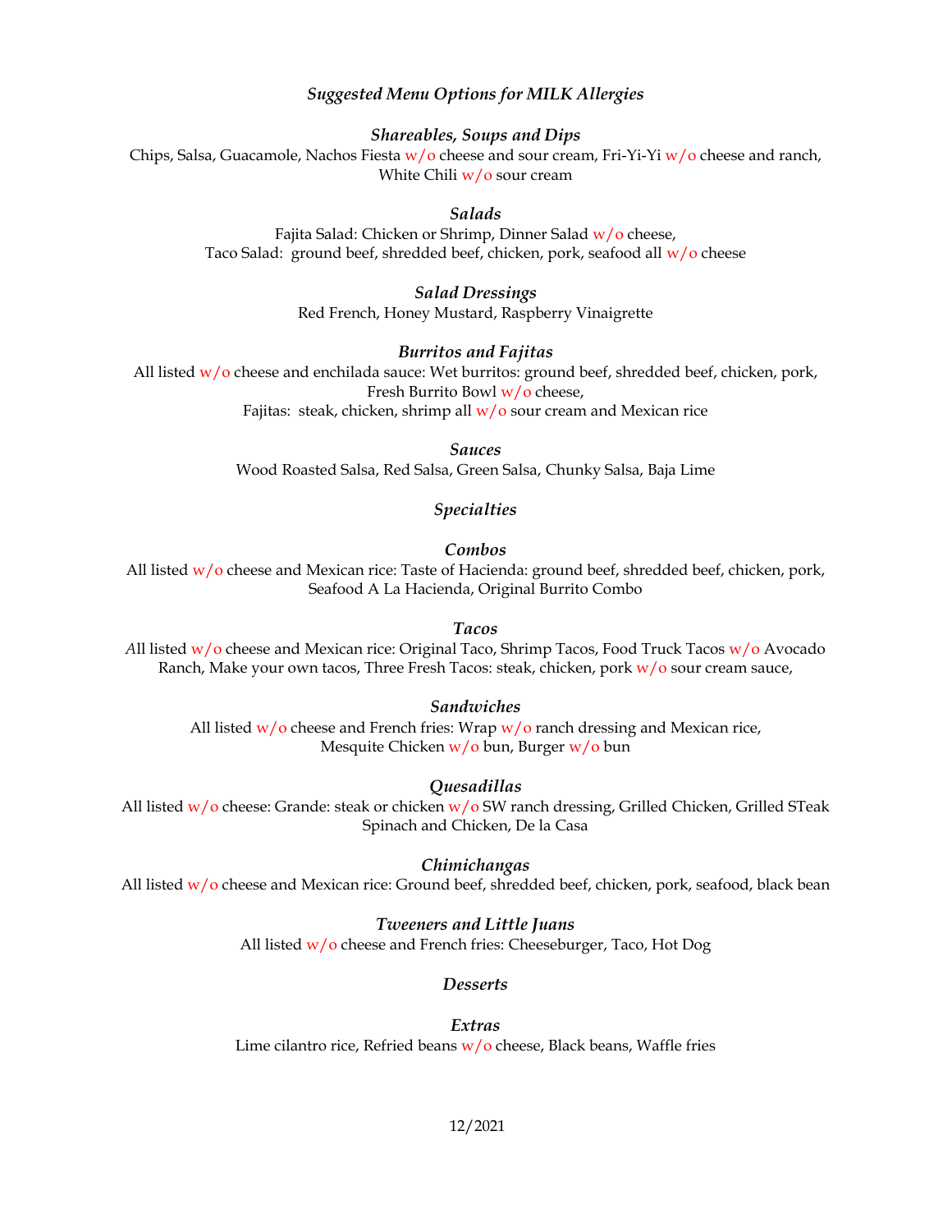# *Suggested Menu Options for MILK Allergies*

### *Shareables, Soups and Dips*

Chips, Salsa, Guacamole, Nachos Fiesta w/o cheese and sour cream, Fri-Yi-Yi w/o cheese and ranch, White Chili w/o sour cream

### *Salads*

Fajita Salad: Chicken or Shrimp, Dinner Salad w/o cheese,
Taco Salad: ground beef, shredded beef, chicken, pork, seafood all w/o cheese

### *Salad Dressings*

Red French, Honey Mustard, Raspberry Vinaigrette

### *Burritos and Fajitas*

All listed w/o cheese and enchilada sauce: Wet burritos: ground beef, shredded beef, chicken, pork, Fresh Burrito Bowl w/o cheese,
Fajitas: steak, chicken, shrimp all w/o sour cream and Mexican rice

### *Sauces*

Wood Roasted Salsa, Red Salsa, Green Salsa, Chunky Salsa, Baja Lime

### *Specialties*

### *Combos*

All listed w/o cheese and Mexican rice: Taste of Hacienda: ground beef, shredded beef, chicken, pork, Seafood A La Hacienda, Original Burrito Combo

### *Tacos*

*A*ll listed w/o cheese and Mexican rice: Original Taco, Shrimp Tacos, Food Truck Tacos w/o Avocado Ranch, Make your own tacos, Three Fresh Tacos: steak, chicken, pork w/o sour cream sauce,

### *Sandwiches*

All listed w/o cheese and French fries: Wrap w/o ranch dressing and Mexican rice,
Mesquite Chicken w/o bun, Burger w/o bun

### *Quesadillas*

All listed w/o cheese: Grande: steak or chicken w/o SW ranch dressing, Grilled Chicken, Grilled STeak Spinach and Chicken, De la Casa

### *Chimichangas*

All listed w/o cheese and Mexican rice: Ground beef, shredded beef, chicken, pork, seafood, black bean

### *Tweeners and Little Juans*

All listed w/o cheese and French fries: Cheeseburger, Taco, Hot Dog

### *Desserts*

### *Extras*

Lime cilantro rice, Refried beans w/o cheese, Black beans, Waffle fries

12/2021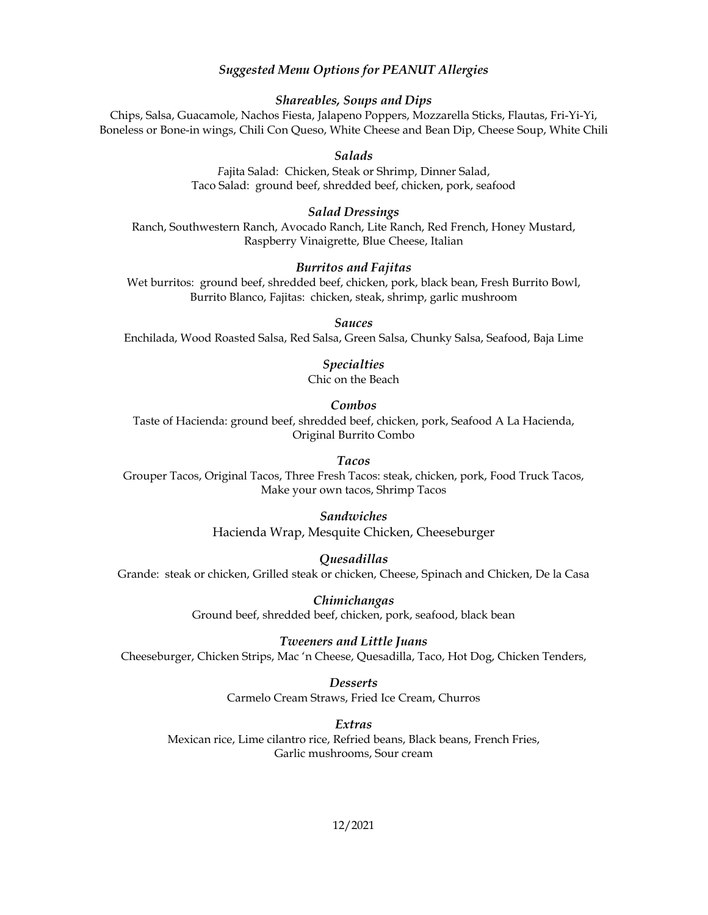# *Suggested Menu Options for PEANUT Allergies*

### *Shareables, Soups and Dips*

Chips, Salsa, Guacamole, Nachos Fiesta, Jalapeno Poppers, Mozzarella Sticks, Flautas, Fri-Yi-Yi, Boneless or Bone-in wings, Chili Con Queso, White Cheese and Bean Dip, Cheese Soup, White Chili

### *Salads*

Fajita Salad: Chicken, Steak or Shrimp, Dinner Salad,
Taco Salad: ground beef, shredded beef, chicken, pork, seafood

### *Salad Dressings*

Ranch, Southwestern Ranch, Avocado Ranch, Lite Ranch, Red French, Honey Mustard, Raspberry Vinaigrette, Blue Cheese, Italian

### *Burritos and Fajitas*

Wet burritos: ground beef, shredded beef, chicken, pork, black bean, Fresh Burrito Bowl, Burrito Blanco, Fajitas: chicken, steak, shrimp, garlic mushroom

### *Sauces*

Enchilada, Wood Roasted Salsa, Red Salsa, Green Salsa, Chunky Salsa, Seafood, Baja Lime

### *Specialties*

Chic on the Beach

### *Combos*

Taste of Hacienda: ground beef, shredded beef, chicken, pork, Seafood A La Hacienda, Original Burrito Combo

### *Tacos*

Grouper Tacos, Original Tacos, Three Fresh Tacos: steak, chicken, pork, Food Truck Tacos, Make your own tacos, Shrimp Tacos

### *Sandwiches*

Hacienda Wrap, Mesquite Chicken, Cheeseburger

### *Quesadillas*

Grande: steak or chicken, Grilled steak or chicken, Cheese, Spinach and Chicken, De la Casa

### *Chimichangas*

Ground beef, shredded beef, chicken, pork, seafood, black bean

### *Tweeners and Little Juans*

Cheeseburger, Chicken Strips, Mac 'n Cheese, Quesadilla, Taco, Hot Dog, Chicken Tenders,

### *Desserts*

Carmelo Cream Straws, Fried Ice Cream, Churros

### *Extras*

Mexican rice, Lime cilantro rice, Refried beans, Black beans, French Fries, Garlic mushrooms, Sour cream

12/2021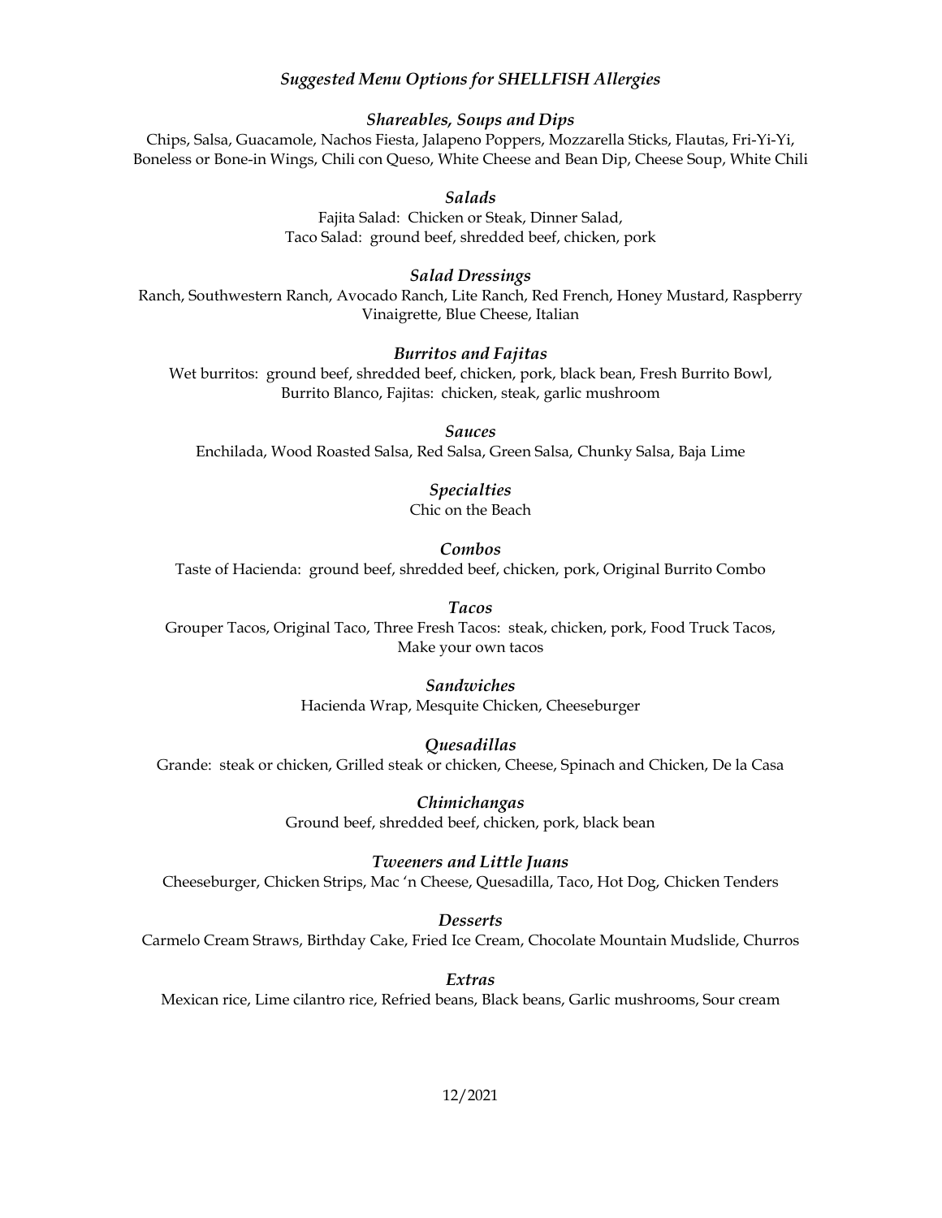## *Suggested Menu Options for SHELLFISH Allergies*

### *Shareables, Soups and Dips*

Chips, Salsa, Guacamole, Nachos Fiesta, Jalapeno Poppers, Mozzarella Sticks, Flautas, Fri-Yi-Yi, Boneless or Bone-in Wings, Chili con Queso, White Cheese and Bean Dip, Cheese Soup, White Chili

### *Salads*

Fajita Salad: Chicken or Steak, Dinner Salad,
Taco Salad: ground beef, shredded beef, chicken, pork

### *Salad Dressings*

Ranch, Southwestern Ranch, Avocado Ranch, Lite Ranch, Red French, Honey Mustard, Raspberry Vinaigrette, Blue Cheese, Italian

### *Burritos and Fajitas*

Wet burritos: ground beef, shredded beef, chicken, pork, black bean, Fresh Burrito Bowl, Burrito Blanco, Fajitas: chicken, steak, garlic mushroom

### *Sauces*

Enchilada, Wood Roasted Salsa, Red Salsa, Green Salsa, Chunky Salsa, Baja Lime

### *Specialties*

Chic on the Beach

### *Combos*

Taste of Hacienda: ground beef, shredded beef, chicken, pork, Original Burrito Combo

### *Tacos*

Grouper Tacos, Original Taco, Three Fresh Tacos: steak, chicken, pork, Food Truck Tacos, Make your own tacos

### *Sandwiches*

Hacienda Wrap, Mesquite Chicken, Cheeseburger

### *Quesadillas*

Grande: steak or chicken, Grilled steak or chicken, Cheese, Spinach and Chicken, De la Casa

### *Chimichangas*

Ground beef, shredded beef, chicken, pork, black bean

### *Tweeners and Little Juans*

Cheeseburger, Chicken Strips, Mac 'n Cheese, Quesadilla, Taco, Hot Dog, Chicken Tenders

### *Desserts*

Carmelo Cream Straws, Birthday Cake, Fried Ice Cream, Chocolate Mountain Mudslide, Churros

### *Extras*

Mexican rice, Lime cilantro rice, Refried beans, Black beans, Garlic mushrooms, Sour cream

12/2021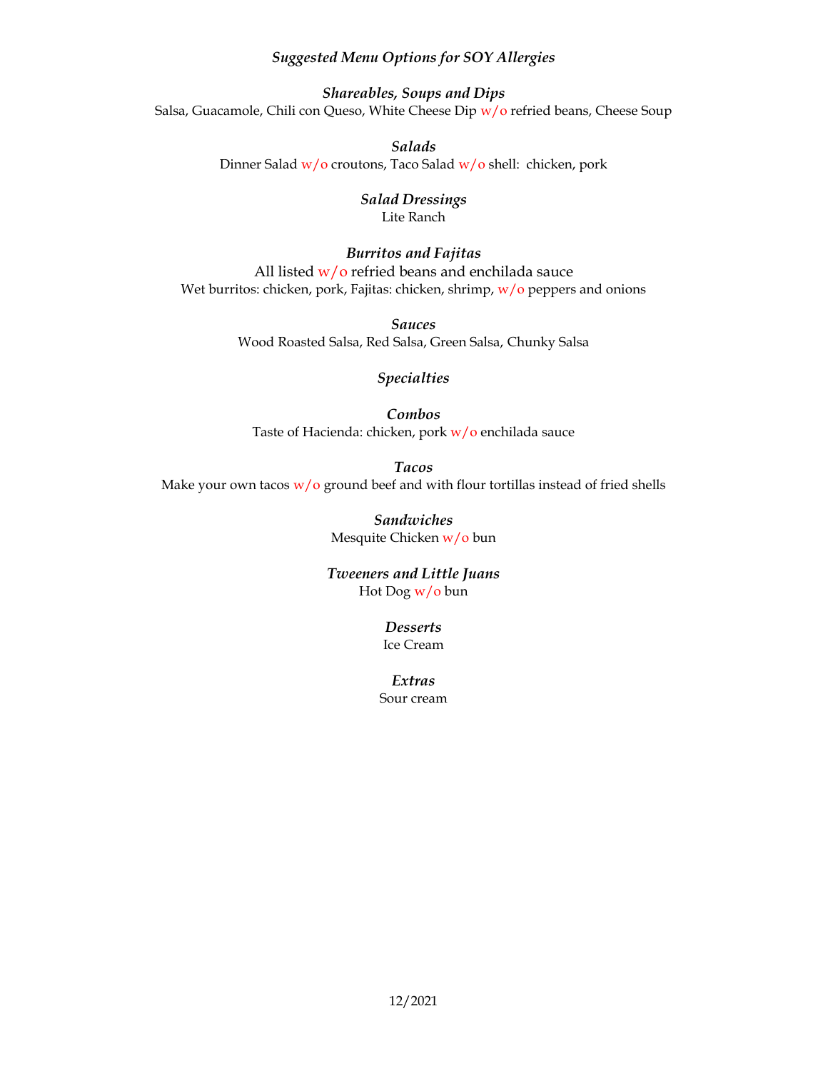# *Suggested Menu Options for SOY Allergies*

### *Shareables, Soups and Dips*

Salsa, Guacamole, Chili con Queso, White Cheese Dip w/o refried beans, Cheese Soup

### *Salads*

Dinner Salad w/o croutons, Taco Salad w/o shell: chicken, pork

### *Salad Dressings*

Lite Ranch

### *Burritos and Fajitas*

All listed w/o refried beans and enchilada sauce

Wet burritos: chicken, pork, Fajitas: chicken, shrimp, w/o peppers and onions

### *Sauces*

Wood Roasted Salsa, Red Salsa, Green Salsa, Chunky Salsa

### *Specialties*

### *Combos*

Taste of Hacienda: chicken, pork w/o enchilada sauce

### *Tacos*

Make your own tacos w/o ground beef and with flour tortillas instead of fried shells

### *Sandwiches*

Mesquite Chicken w/o bun

### *Tweeners and Little Juans*

Hot Dog w/o bun

### *Desserts*

Ice Cream

### *Extras*

Sour cream

12/2021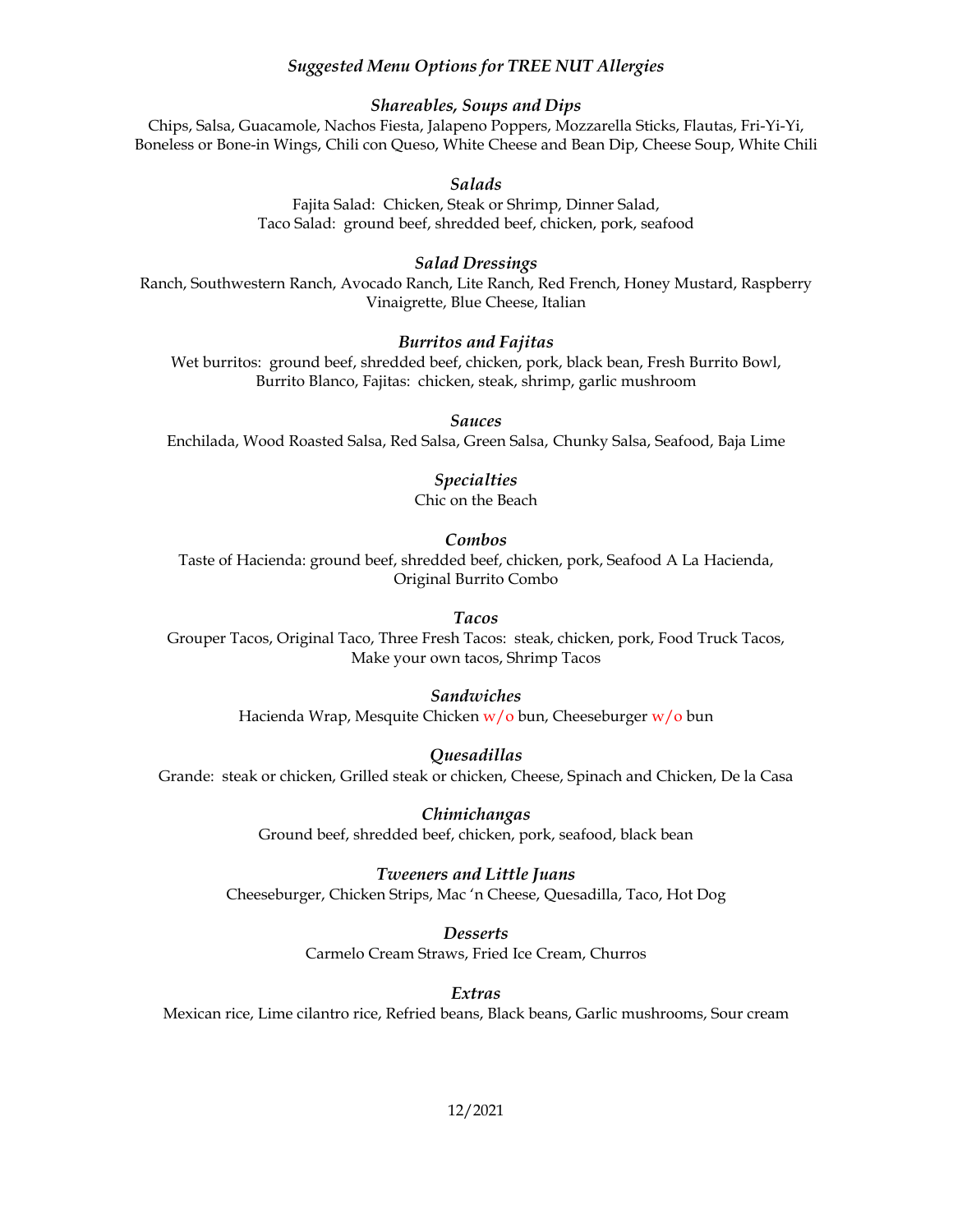# *Suggested Menu Options for TREE NUT Allergies*

### *Shareables, Soups and Dips*

Chips, Salsa, Guacamole, Nachos Fiesta, Jalapeno Poppers, Mozzarella Sticks, Flautas, Fri-Yi-Yi, Boneless or Bone-in Wings, Chili con Queso, White Cheese and Bean Dip, Cheese Soup, White Chili

### *Salads*

Fajita Salad: Chicken, Steak or Shrimp, Dinner Salad, Taco Salad: ground beef, shredded beef, chicken, pork, seafood

### *Salad Dressings*

Ranch, Southwestern Ranch, Avocado Ranch, Lite Ranch, Red French, Honey Mustard, Raspberry Vinaigrette, Blue Cheese, Italian

### *Burritos and Fajitas*

Wet burritos: ground beef, shredded beef, chicken, pork, black bean, Fresh Burrito Bowl, Burrito Blanco, Fajitas: chicken, steak, shrimp, garlic mushroom

### *Sauces*

Enchilada, Wood Roasted Salsa, Red Salsa, Green Salsa, Chunky Salsa, Seafood, Baja Lime

### *Specialties*

Chic on the Beach

### *Combos*

Taste of Hacienda: ground beef, shredded beef, chicken, pork, Seafood A La Hacienda, Original Burrito Combo

### *Tacos*

Grouper Tacos, Original Taco, Three Fresh Tacos: steak, chicken, pork, Food Truck Tacos, Make your own tacos, Shrimp Tacos

### *Sandwiches*

Hacienda Wrap, Mesquite Chicken w/o bun, Cheeseburger w/o bun

### *Quesadillas*

Grande: steak or chicken, Grilled steak or chicken, Cheese, Spinach and Chicken, De la Casa

### *Chimichangas*

Ground beef, shredded beef, chicken, pork, seafood, black bean

### *Tweeners and Little Juans*

Cheeseburger, Chicken Strips, Mac 'n Cheese, Quesadilla, Taco, Hot Dog

### *Desserts*

Carmelo Cream Straws, Fried Ice Cream, Churros

### *Extras*

Mexican rice, Lime cilantro rice, Refried beans, Black beans, Garlic mushrooms, Sour cream

12/2021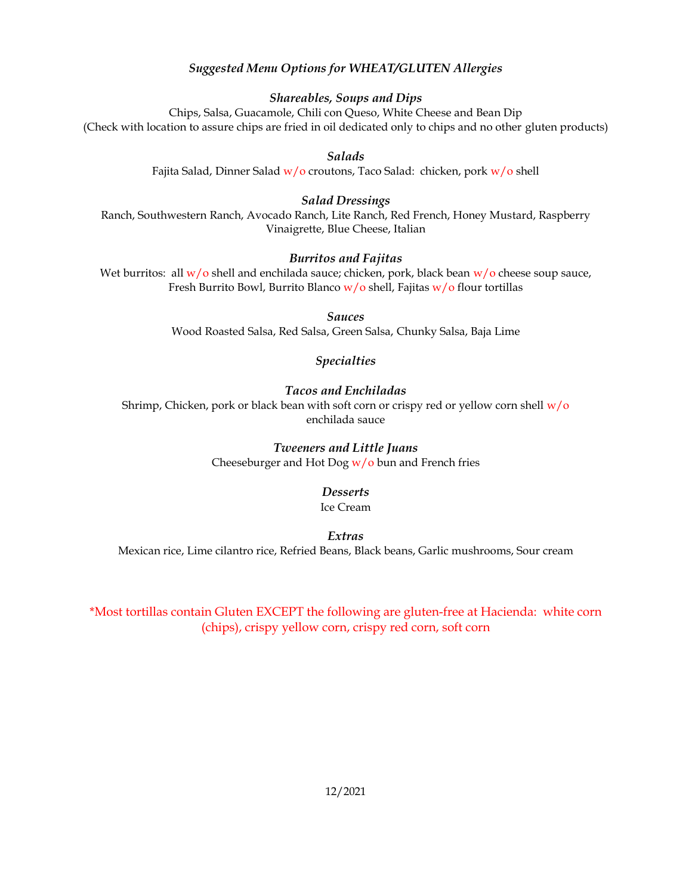# *Suggested Menu Options for WHEAT/GLUTEN Allergies*

### *Shareables, Soups and Dips*

Chips, Salsa, Guacamole, Chili con Queso, White Cheese and Bean Dip
(Check with location to assure chips are fried in oil dedicated only to chips and no other gluten products)

### *Salads*

Fajita Salad, Dinner Salad w/o croutons, Taco Salad: chicken, pork w/o shell

### *Salad Dressings*

Ranch, Southwestern Ranch, Avocado Ranch, Lite Ranch, Red French, Honey Mustard, Raspberry Vinaigrette, Blue Cheese, Italian

### *Burritos and Fajitas*

Wet burritos: all w/o shell and enchilada sauce; chicken, pork, black bean w/o cheese soup sauce, Fresh Burrito Bowl, Burrito Blanco w/o shell, Fajitas w/o flour tortillas

### *Sauces*

Wood Roasted Salsa, Red Salsa, Green Salsa, Chunky Salsa, Baja Lime

### *Specialties*

### *Tacos and Enchiladas*

Shrimp, Chicken, pork or black bean with soft corn or crispy red or yellow corn shell w/o enchilada sauce

### *Tweeners and Little Juans*

Cheeseburger and Hot Dog w/o bun and French fries

### *Desserts*

Ice Cream

### *Extras*

Mexican rice, Lime cilantro rice, Refried Beans, Black beans, Garlic mushrooms, Sour cream

*Most tortillas contain Gluten EXCEPT the following are gluten-free at Hacienda: white corn (chips), crispy yellow corn, crispy red corn, soft corn

12/2021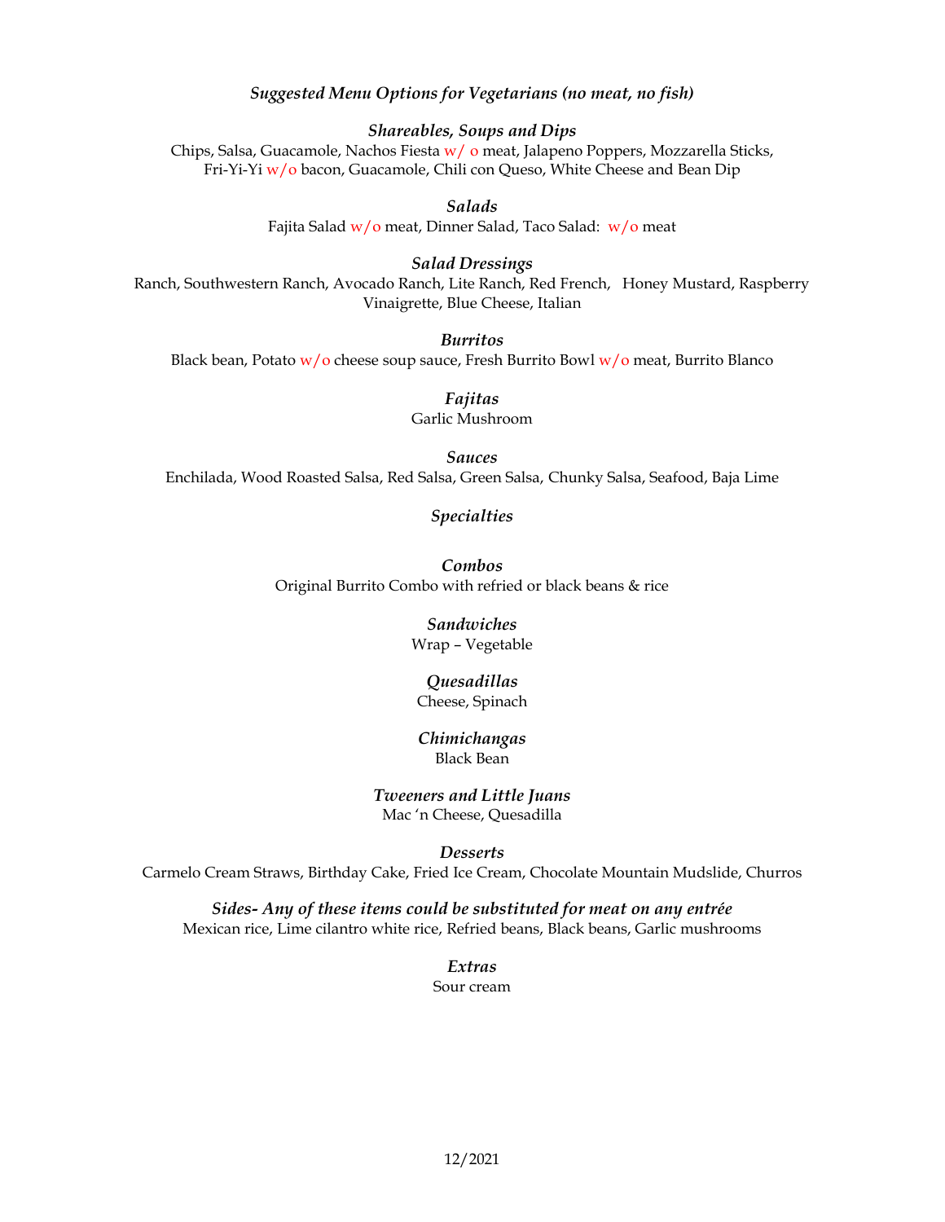## *Suggested Menu Options for Vegetarians (no meat, no fish)*

### *Shareables, Soups and Dips*

Chips, Salsa, Guacamole, Nachos Fiesta w/ o meat, Jalapeno Poppers, Mozzarella Sticks, Fri-Yi-Yi w/o bacon, Guacamole, Chili con Queso, White Cheese and Bean Dip

### *Salads*

Fajita Salad w/o meat, Dinner Salad, Taco Salad: w/o meat

### *Salad Dressings*

Ranch, Southwestern Ranch, Avocado Ranch, Lite Ranch, Red French, Honey Mustard, Raspberry Vinaigrette, Blue Cheese, Italian

### *Burritos*

Black bean, Potato w/o cheese soup sauce, Fresh Burrito Bowl w/o meat, Burrito Blanco

### *Fajitas*

Garlic Mushroom

### *Sauces*

Enchilada, Wood Roasted Salsa, Red Salsa, Green Salsa, Chunky Salsa, Seafood, Baja Lime

### *Specialties*

### *Combos*

Original Burrito Combo with refried or black beans & rice

### *Sandwiches*

Wrap – Vegetable

### *Quesadillas*

Cheese, Spinach

### *Chimichangas*

Black Bean

### *Tweeners and Little Juans*

Mac 'n Cheese, Quesadilla

### *Desserts*

Carmelo Cream Straws, Birthday Cake, Fried Ice Cream, Chocolate Mountain Mudslide, Churros

### *Sides- Any of these items could be substituted for meat on any entrée*

Mexican rice, Lime cilantro white rice, Refried beans, Black beans, Garlic mushrooms

### *Extras*

Sour cream

12/2021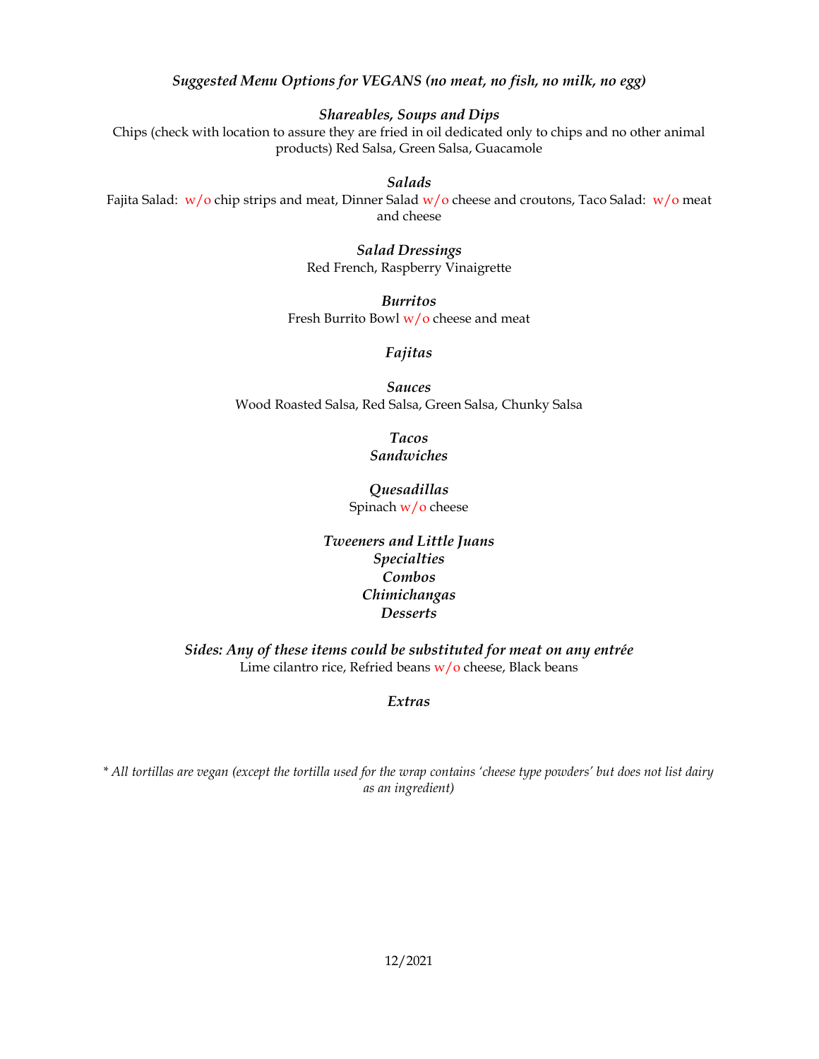***Suggested Menu Options for VEGANS (no meat, no fish, no milk, no egg)***

***Shareables, Soups and Dips***

Chips (check with location to assure they are fried in oil dedicated only to chips and no other animal products) Red Salsa, Green Salsa, Guacamole

***Salads***

Fajita Salad: w/o chip strips and meat, Dinner Salad w/o cheese and croutons, Taco Salad: w/o meat and cheese

***Salad Dressings***

Red French, Raspberry Vinaigrette

***Burritos***

Fresh Burrito Bowl w/o cheese and meat

***Fajitas***

***Sauces***

Wood Roasted Salsa, Red Salsa, Green Salsa, Chunky Salsa

***Tacos***

***Sandwiches***

***Quesadillas***

Spinach w/o cheese

***Tweeners and Little Juans***

***Specialties***

***Combos***

***Chimichangas***

***Desserts***

***Sides: Any of these items could be substituted for meat on any entrée***

Lime cilantro rice, Refried beans w/o cheese, Black beans

***Extras***

*\* All tortillas are vegan (except the tortilla used for the wrap contains 'cheese type powders' but does not list dairy as an ingredient)*

12/2021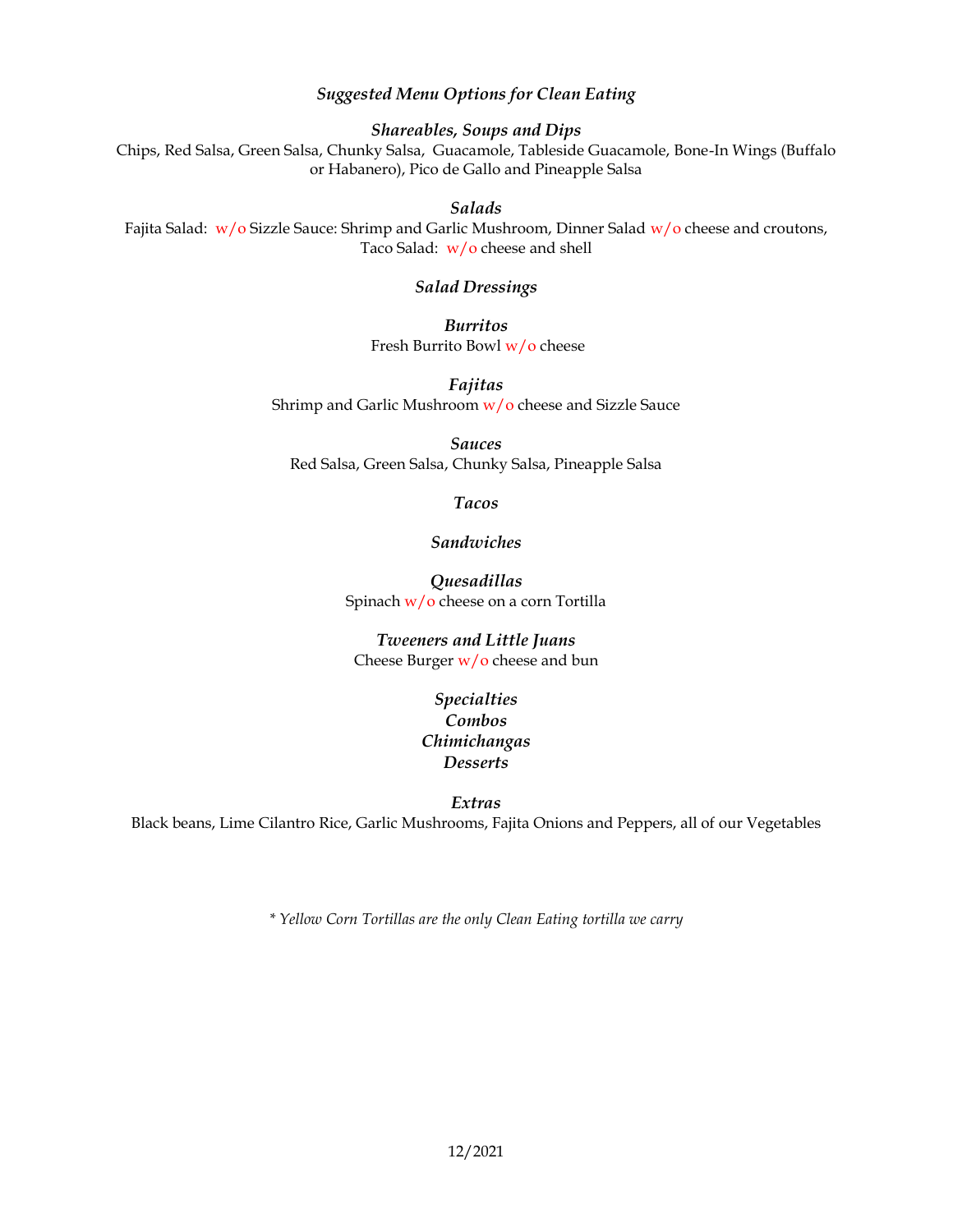## *Suggested Menu Options for Clean Eating*

### *Shareables, Soups and Dips*

Chips, Red Salsa, Green Salsa, Chunky Salsa, Guacamole, Tableside Guacamole, Bone-In Wings (Buffalo or Habanero), Pico de Gallo and Pineapple Salsa

### *Salads*

Fajita Salad: w/o Sizzle Sauce: Shrimp and Garlic Mushroom, Dinner Salad w/o cheese and croutons, Taco Salad: w/o cheese and shell

### *Salad Dressings*

### *Burritos*

Fresh Burrito Bowl w/o cheese

### *Fajitas*

Shrimp and Garlic Mushroom w/o cheese and Sizzle Sauce

### *Sauces*

Red Salsa, Green Salsa, Chunky Salsa, Pineapple Salsa

### *Tacos*

### *Sandwiches*

### *Quesadillas*

Spinach w/o cheese on a corn Tortilla

### *Tweeners and Little Juans*

Cheese Burger w/o cheese and bun

### *Specialties*

### *Combos*

### *Chimichangas*

### *Desserts*

### *Extras*

Black beans, Lime Cilantro Rice, Garlic Mushrooms, Fajita Onions and Peppers, all of our Vegetables

*\* Yellow Corn Tortillas are the only Clean Eating tortilla we carry*

12/2021